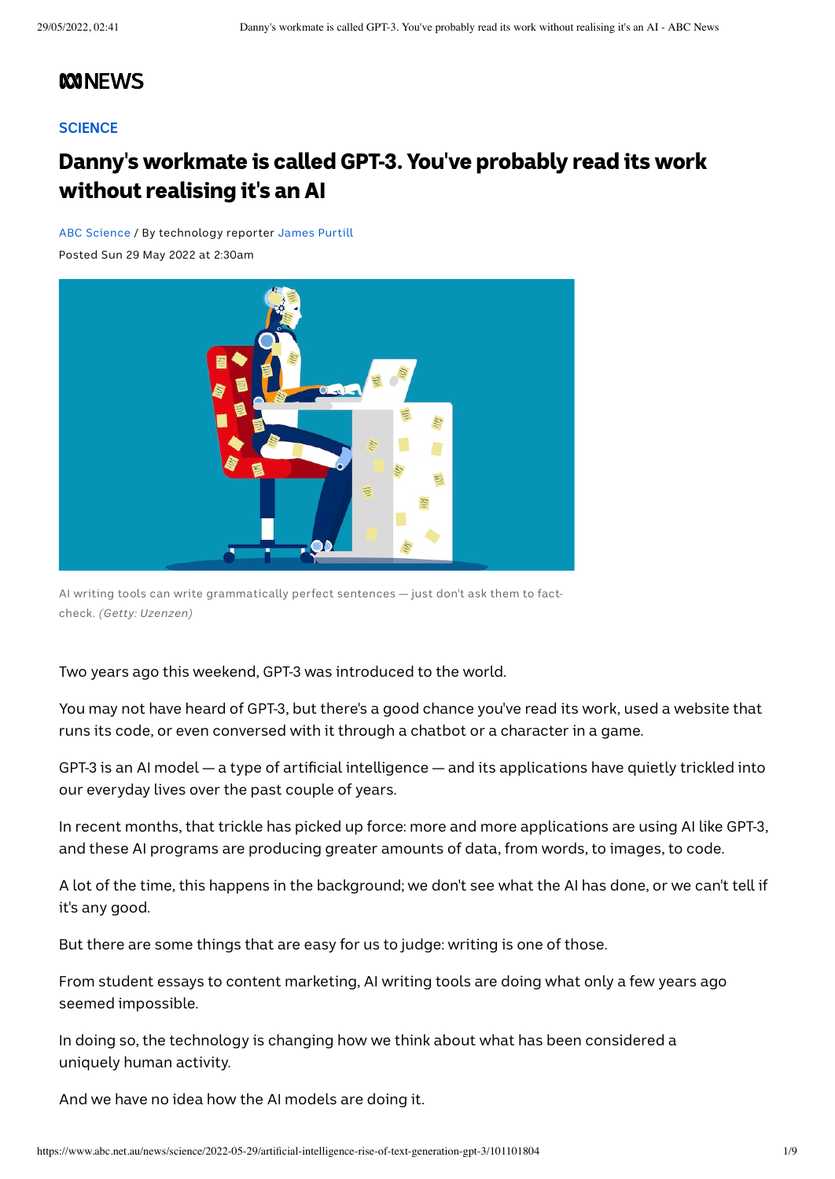ABC NEWS

SCIENCE

# Danny's workmate is called GPT-3. You've probably read its work without realising it's an AI

ABC Science / By technology reporter James Purtill

Posted Sun 29 May 2022 at 2:30am

AI writing tools can write grammatically perfect sentences — just don't ask them to fact-check. *(Getty: Uzenzen)*

Two years ago this weekend, GPT-3 was introduced to the world.

You may not have heard of GPT-3, but there's a good chance you've read its work, used a website that runs its code, or even conversed with it through a chatbot or a character in a game.

GPT-3 is an AI model — a type of artificial intelligence — and its applications have quietly trickled into our everyday lives over the past couple of years.

In recent months, that trickle has picked up force: more and more applications are using AI like GPT-3, and these AI programs are producing greater amounts of data, from words, to images, to code.

A lot of the time, this happens in the background; we don't see what the AI has done, or we can't tell if it's any good.

But there are some things that are easy for us to judge: writing is one of those.

From student essays to content marketing, AI writing tools are doing what only a few years ago seemed impossible.

In doing so, the technology is changing how we think about what has been considered a uniquely human activity.

And we have no idea how the AI models are doing it.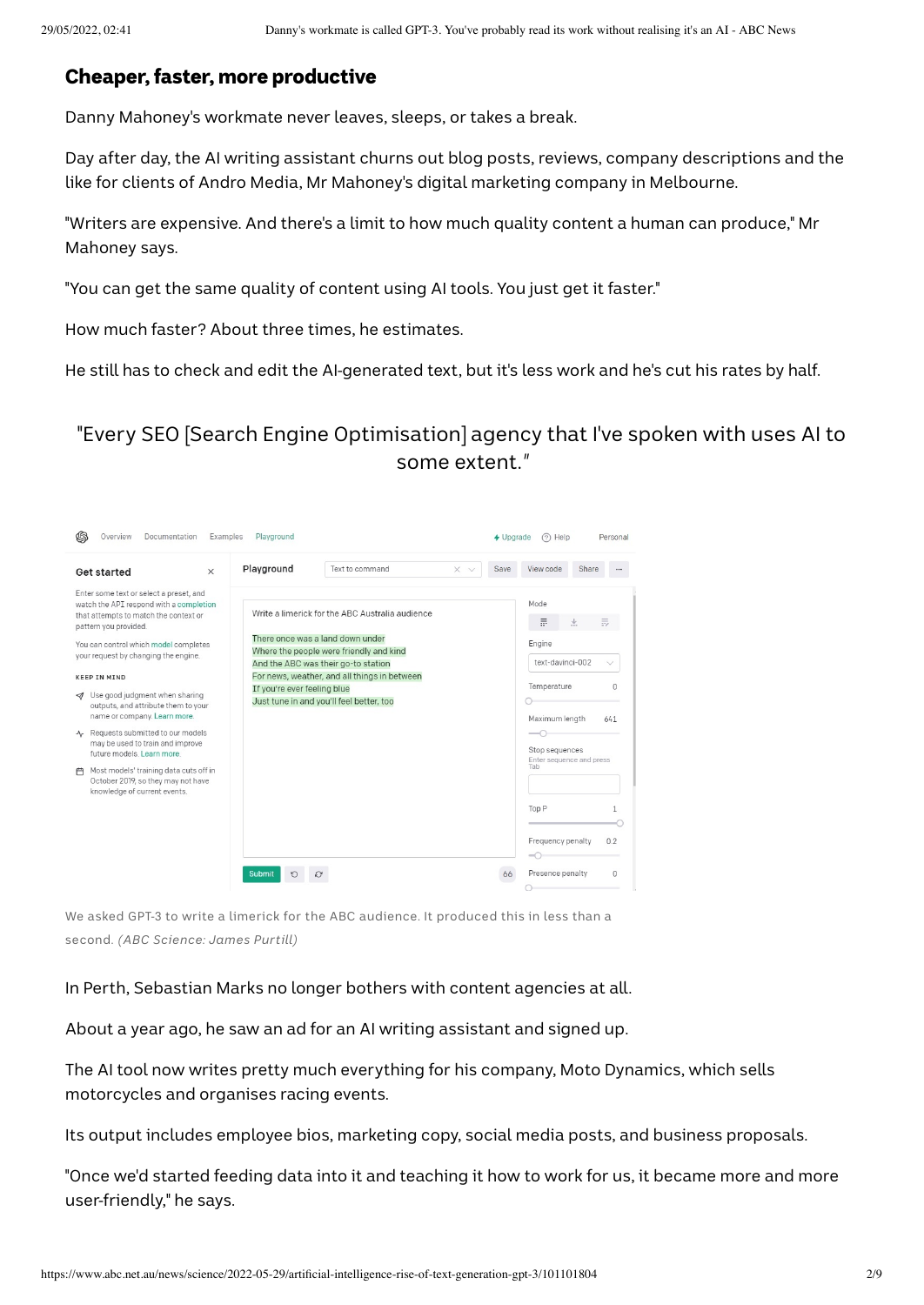## Cheaper, faster, more productive

Danny Mahoney's workmate never leaves, sleeps, or takes a break.

Day after day, the AI writing assistant churns out blog posts, reviews, company descriptions and the like for clients of Andro Media, Mr Mahoney's digital marketing company in Melbourne.

"Writers are expensive. And there's a limit to how much quality content a human can produce," Mr Mahoney says.

"You can get the same quality of content using AI tools. You just get it faster."

How much faster? About three times, he estimates.

He still has to check and edit the AI-generated text, but it's less work and he's cut his rates by half.

> "Every SEO [Search Engine Optimisation] agency that I've spoken with uses AI to some extent."

We asked GPT-3 to write a limerick for the ABC audience. It produced this in less than a second. *(ABC Science: James Purtill)*

In Perth, Sebastian Marks no longer bothers with content agencies at all.

About a year ago, he saw an ad for an AI writing assistant and signed up.

The AI tool now writes pretty much everything for his company, Moto Dynamics, which sells motorcycles and organises racing events.

Its output includes employee bios, marketing copy, social media posts, and business proposals.

"Once we'd started feeding data into it and teaching it how to work for us, it became more and more user-friendly," he says.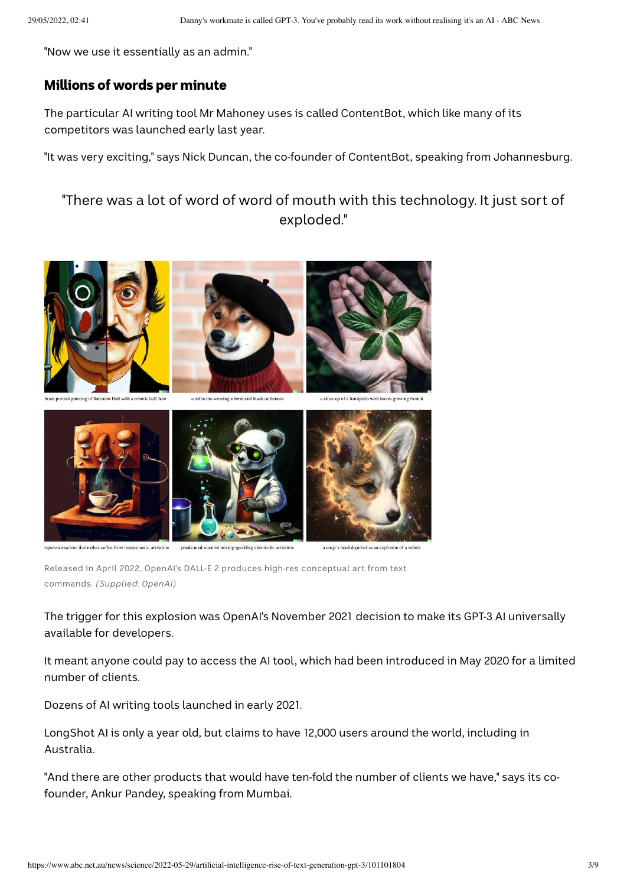"Now we use it essentially as an admin."

## Millions of words per minute

The particular AI writing tool Mr Mahoney uses is called ContentBot, which like many of its competitors was launched early last year.

"It was very exciting," says Nick Duncan, the co-founder of ContentBot, speaking from Johannesburg.

> "There was a lot of word of word of mouth with this technology. It just sort of exploded."

brant portrait painting of Salvador Dali with a robotic half face

a shiba inu wearing a beret and black turtleneck

a close up of a handpalm with leaves growing from it

espresso machine that makes coffee from human souls, artstation

panda mad scientist mixing sparkling chemicals, artstation

a corgi's head depicted as an explosion of a nebula

Released in April 2022, OpenAI's DALL-E 2 produces high-res conceptual art from text commands. *(Supplied: OpenAI)*

The trigger for this explosion was OpenAI's November 2021 decision to make its GPT-3 AI universally available for developers.

It meant anyone could pay to access the AI tool, which had been introduced in May 2020 for a limited number of clients.

Dozens of AI writing tools launched in early 2021.

LongShot AI is only a year old, but claims to have 12,000 users around the world, including in Australia.

"And there are other products that would have ten-fold the number of clients we have," says its co-founder, Ankur Pandey, speaking from Mumbai.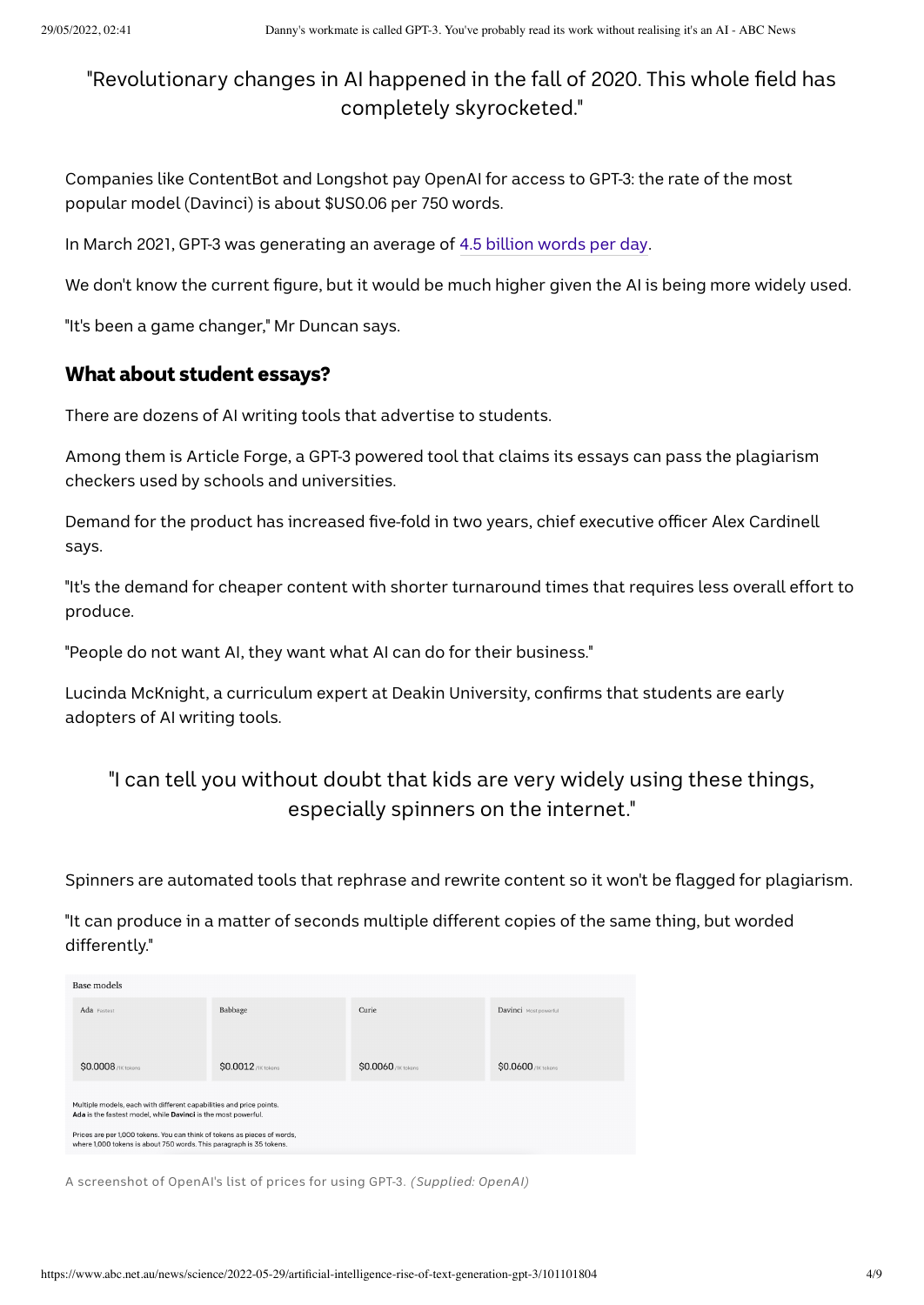"Revolutionary changes in AI happened in the fall of 2020. This whole field has completely skyrocketed."

Companies like ContentBot and Longshot pay OpenAI for access to GPT-3: the rate of the most popular model (Davinci) is about $US0.06 per 750 words.

In March 2021, GPT-3 was generating an average of 4.5 billion words per day.

We don't know the current figure, but it would be much higher given the AI is being more widely used.

"It's been a game changer," Mr Duncan says.

## What about student essays?

There are dozens of AI writing tools that advertise to students.

Among them is Article Forge, a GPT-3 powered tool that claims its essays can pass the plagiarism checkers used by schools and universities.

Demand for the product has increased five-fold in two years, chief executive officer Alex Cardinell says.

"It's the demand for cheaper content with shorter turnaround times that requires less overall effort to produce.

"People do not want AI, they want what AI can do for their business."

Lucinda McKnight, a curriculum expert at Deakin University, confirms that students are early adopters of AI writing tools.

"I can tell you without doubt that kids are very widely using these things, especially spinners on the internet."

Spinners are automated tools that rephrase and rewrite content so it won't be flagged for plagiarism.

"It can produce in a matter of seconds multiple different copies of the same thing, but worded differently."

Base models

| Ada Fastest | Babbage | Curie | Davinci Most powerful |
|---|---|---|---|
| $0.0008 /1K tokens | $0.0012 /1K tokens | $0.0060 /1K tokens | $0.0600 /1K tokens |

Multiple models, each with different capabilities and price points. **Ada** is the fastest model, while **Davinci** is the most powerful.

Prices are per 1,000 tokens. You can think of tokens as pieces of words, where 1,000 tokens is about 750 words. This paragraph is 35 tokens.

A screenshot of OpenAI's list of prices for using GPT-3. *(Supplied: OpenAI)*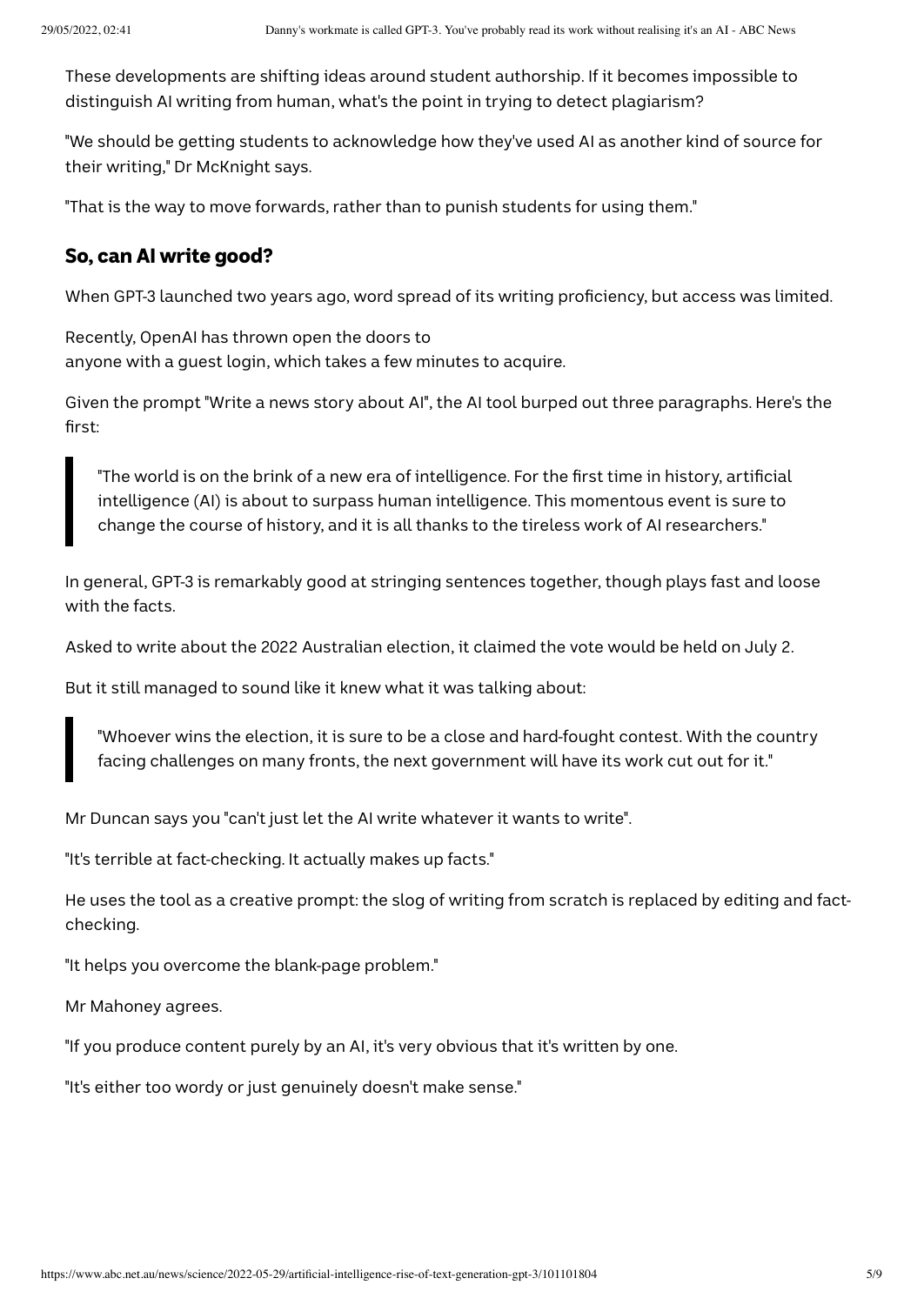These developments are shifting ideas around student authorship. If it becomes impossible to distinguish AI writing from human, what's the point in trying to detect plagiarism?

"We should be getting students to acknowledge how they've used AI as another kind of source for their writing," Dr McKnight says.

"That is the way to move forwards, rather than to punish students for using them."

## So, can AI write good?

When GPT-3 launched two years ago, word spread of its writing proficiency, but access was limited.

Recently, OpenAI has thrown open the doors to anyone with a guest login, which takes a few minutes to acquire.

Given the prompt "Write a news story about AI", the AI tool burped out three paragraphs. Here's the first:

> "The world is on the brink of a new era of intelligence. For the first time in history, artificial intelligence (AI) is about to surpass human intelligence. This momentous event is sure to change the course of history, and it is all thanks to the tireless work of AI researchers."

In general, GPT-3 is remarkably good at stringing sentences together, though plays fast and loose with the facts.

Asked to write about the 2022 Australian election, it claimed the vote would be held on July 2.

But it still managed to sound like it knew what it was talking about:

> "Whoever wins the election, it is sure to be a close and hard-fought contest. With the country facing challenges on many fronts, the next government will have its work cut out for it."

Mr Duncan says you "can't just let the AI write whatever it wants to write".

"It's terrible at fact-checking. It actually makes up facts."

He uses the tool as a creative prompt: the slog of writing from scratch is replaced by editing and fact-checking.

"It helps you overcome the blank-page problem."

Mr Mahoney agrees.

"If you produce content purely by an AI, it's very obvious that it's written by one.

"It's either too wordy or just genuinely doesn't make sense."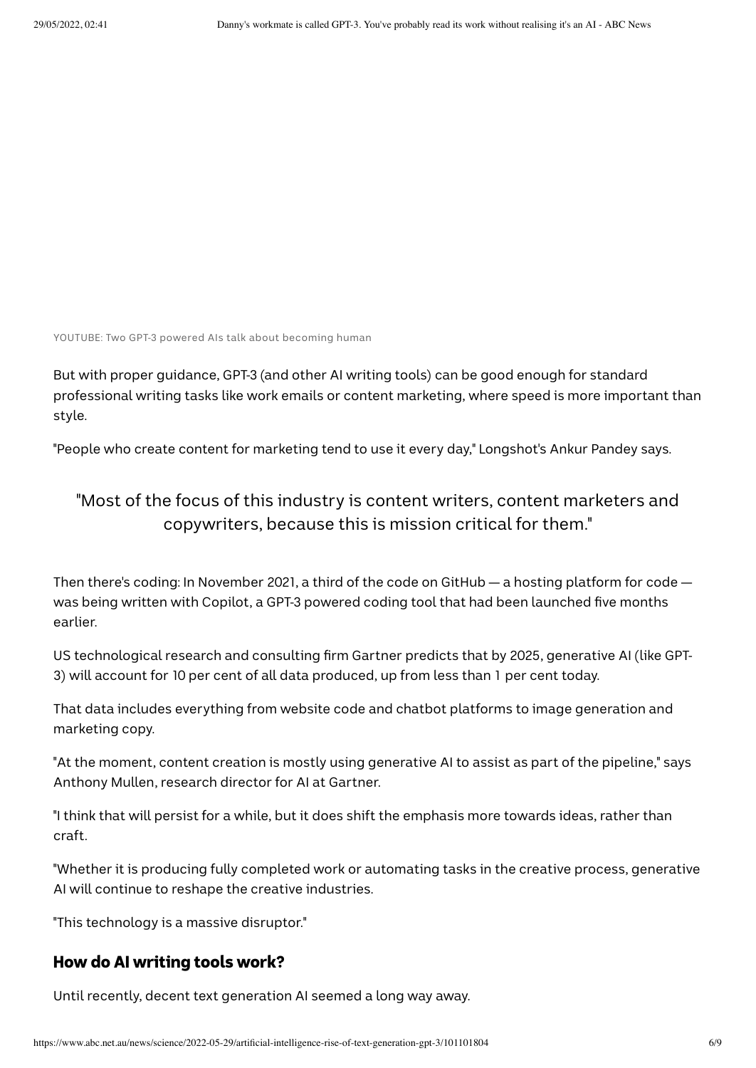YOUTUBE: Two GPT-3 powered AIs talk about becoming human

But with proper guidance, GPT-3 (and other AI writing tools) can be good enough for standard professional writing tasks like work emails or content marketing, where speed is more important than style.

"People who create content for marketing tend to use it every day," Longshot's Ankur Pandey says.

> "Most of the focus of this industry is content writers, content marketers and copywriters, because this is mission critical for them."

Then there's coding: In November 2021, a third of the code on GitHub — a hosting platform for code — was being written with Copilot, a GPT-3 powered coding tool that had been launched five months earlier.

US technological research and consulting firm Gartner predicts that by 2025, generative AI (like GPT-3) will account for 10 per cent of all data produced, up from less than 1 per cent today.

That data includes everything from website code and chatbot platforms to image generation and marketing copy.

"At the moment, content creation is mostly using generative AI to assist as part of the pipeline," says Anthony Mullen, research director for AI at Gartner.

"I think that will persist for a while, but it does shift the emphasis more towards ideas, rather than craft.

"Whether it is producing fully completed work or automating tasks in the creative process, generative AI will continue to reshape the creative industries.

"This technology is a massive disruptor."

## How do AI writing tools work?

Until recently, decent text generation AI seemed a long way away.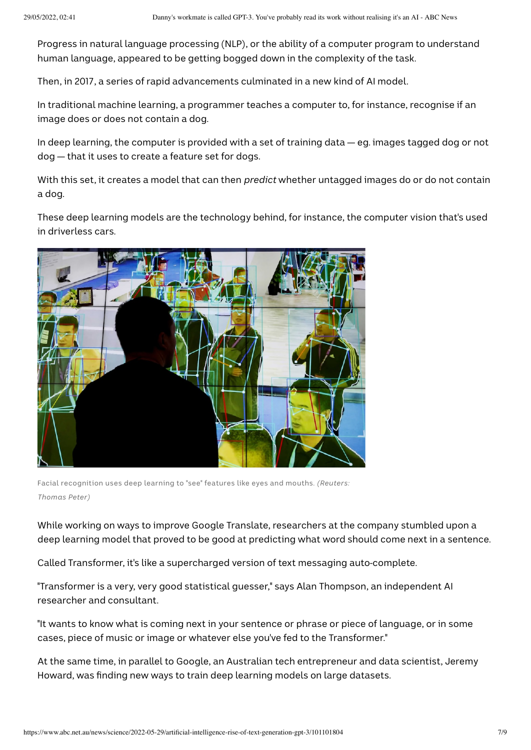Progress in natural language processing (NLP), or the ability of a computer program to understand human language, appeared to be getting bogged down in the complexity of the task.

Then, in 2017, a series of rapid advancements culminated in a new kind of AI model.

In traditional machine learning, a programmer teaches a computer to, for instance, recognise if an image does or does not contain a dog.

In deep learning, the computer is provided with a set of training data — eg. images tagged dog or not dog — that it uses to create a feature set for dogs.

With this set, it creates a model that can then *predict* whether untagged images do or do not contain a dog.

These deep learning models are the technology behind, for instance, the computer vision that's used in driverless cars.

Facial recognition uses deep learning to "see" features like eyes and mouths. *(Reuters: Thomas Peter)*

While working on ways to improve Google Translate, researchers at the company stumbled upon a deep learning model that proved to be good at predicting what word should come next in a sentence.

Called Transformer, it's like a supercharged version of text messaging auto-complete.

"Transformer is a very, very good statistical guesser," says Alan Thompson, an independent AI researcher and consultant.

"It wants to know what is coming next in your sentence or phrase or piece of language, or in some cases, piece of music or image or whatever else you've fed to the Transformer."

At the same time, in parallel to Google, an Australian tech entrepreneur and data scientist, Jeremy Howard, was finding new ways to train deep learning models on large datasets.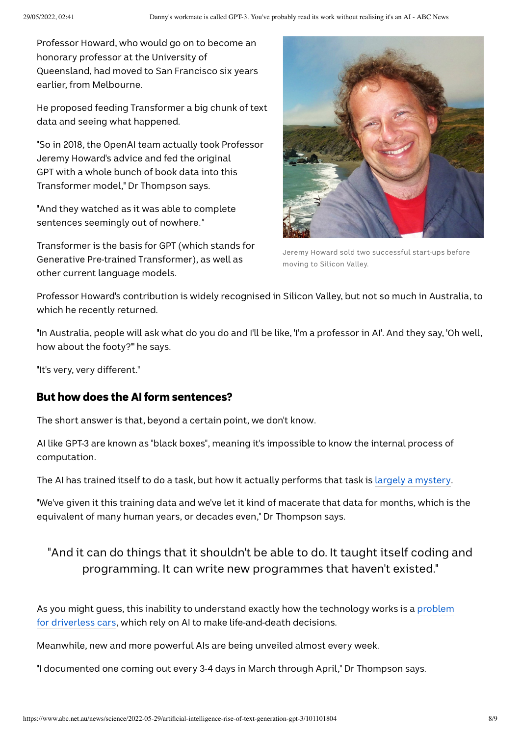Professor Howard, who would go on to become an honorary professor at the University of Queensland, had moved to San Francisco six years earlier, from Melbourne.

He proposed feeding Transformer a big chunk of text data and seeing what happened.

"So in 2018, the OpenAI team actually took Professor Jeremy Howard's advice and fed the original GPT with a whole bunch of book data into this Transformer model," Dr Thompson says.

"And they watched as it was able to complete sentences seemingly out of nowhere."

Transformer is the basis for GPT (which stands for Generative Pre-trained Transformer), as well as other current language models.

Jeremy Howard sold two successful start-ups before moving to Silicon Valley.

Professor Howard's contribution is widely recognised in Silicon Valley, but not so much in Australia, to which he recently returned.

"In Australia, people will ask what do you do and I'll be like, 'I'm a professor in AI'. And they say, 'Oh well, how about the footy?'" he says.

"It's very, very different."

## But how does the AI form sentences?

The short answer is that, beyond a certain point, we don't know.

AI like GPT-3 are known as "black boxes", meaning it's impossible to know the internal process of computation.

The AI has trained itself to do a task, but how it actually performs that task is largely a mystery.

"We've given it this training data and we've let it kind of macerate that data for months, which is the equivalent of many human years, or decades even," Dr Thompson says.

> "And it can do things that it shouldn't be able to do. It taught itself coding and programming. It can write new programmes that haven't existed."

As you might guess, this inability to understand exactly how the technology works is a problem for driverless cars, which rely on AI to make life-and-death decisions.

Meanwhile, new and more powerful AIs are being unveiled almost every week.

"I documented one coming out every 3-4 days in March through April," Dr Thompson says.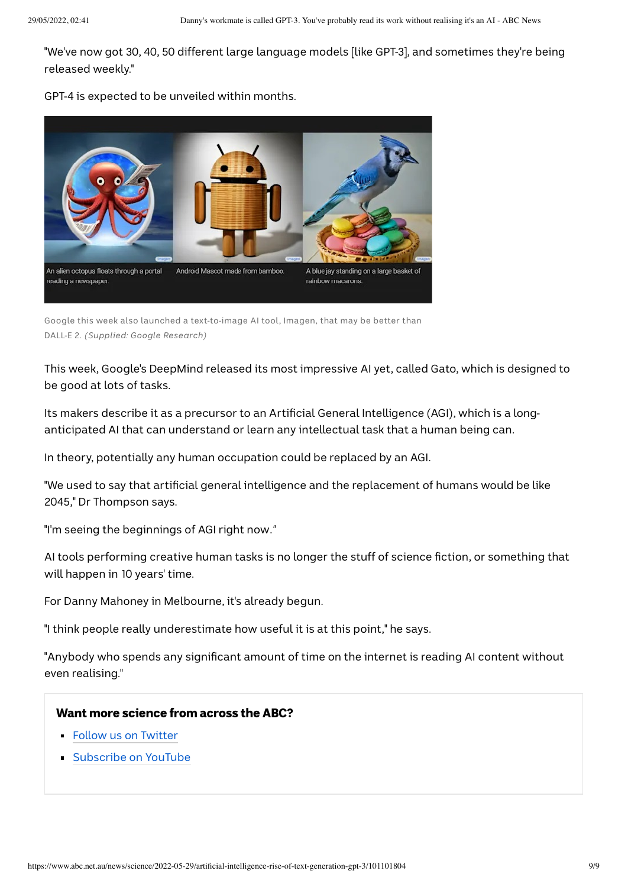"We've now got 30, 40, 50 different large language models [like GPT-3], and sometimes they're being released weekly."

GPT-4 is expected to be unveiled within months.

An alien octopus floats through a portal reading a newspaper.

Android Mascot made from bamboo.

A blue jay standing on a large basket of rainbow macarons.

Google this week also launched a text-to-image AI tool, Imagen, that may be better than DALL-E 2. *(Supplied: Google Research)*

This week, Google's DeepMind released its most impressive AI yet, called Gato, which is designed to be good at lots of tasks.

Its makers describe it as a precursor to an Artificial General Intelligence (AGI), which is a long-anticipated AI that can understand or learn any intellectual task that a human being can.

In theory, potentially any human occupation could be replaced by an AGI.

"We used to say that artificial general intelligence and the replacement of humans would be like 2045," Dr Thompson says.

"I'm seeing the beginnings of AGI right now."

AI tools performing creative human tasks is no longer the stuff of science fiction, or something that will happen in 10 years' time.

For Danny Mahoney in Melbourne, it's already begun.

"I think people really underestimate how useful it is at this point," he says.

"Anybody who spends any significant amount of time on the internet is reading AI content without even realising."

**Want more science from across the ABC?**

- Follow us on Twitter
- Subscribe on YouTube